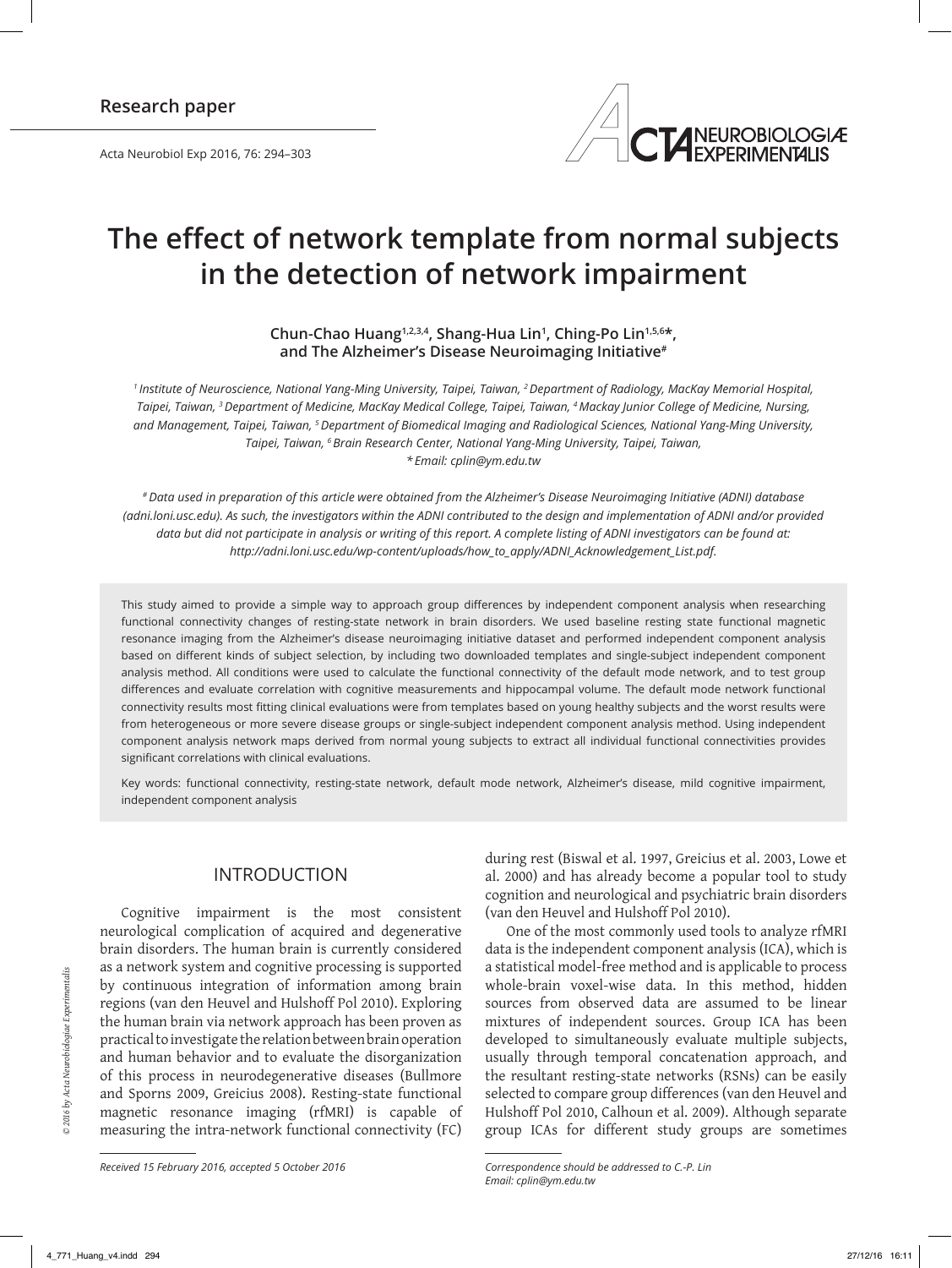Research paper

# The effect of network template from normal subjects in the detection of network impairment

**Chun-Chao Huang[1,2,3,4], Shang-Hua Lin[1], Ching-Po Lin[1,5,6]*, and The Alzheimer's Disease Neuroimaging Initiative[#]**

*[1] Institute of Neuroscience, National Yang-Ming University, Taipei, Taiwan, [2] Department of Radiology, MacKay Memorial Hospital, Taipei, Taiwan, [3] Department of Medicine, MacKay Medical College, Taipei, Taiwan, [4] Mackay Junior College of Medicine, Nursing, and Management, Taipei, Taiwan, [5] Department of Biomedical Imaging and Radiological Sciences, National Yang-Ming University, Taipei, Taiwan, [6] Brain Research Center, National Yang-Ming University, Taipei, Taiwan,*
*\* Email: cplin@ym.edu.tw*

*[#] Data used in preparation of this article were obtained from the Alzheimer's Disease Neuroimaging Initiative (ADNI) database (adni.loni.usc.edu). As such, the investigators within the ADNI contributed to the design and implementation of ADNI and/or provided data but did not participate in analysis or writing of this report. A complete listing of ADNI investigators can be found at: http://adni.loni.usc.edu/wp-content/uploads/how_to_apply/ADNI_Acknowledgement_List.pdf.*

This study aimed to provide a simple way to approach group differences by independent component analysis when researching functional connectivity changes of resting-state network in brain disorders. We used baseline resting state functional magnetic resonance imaging from the Alzheimer's disease neuroimaging initiative dataset and performed independent component analysis based on different kinds of subject selection, by including two downloaded templates and single-subject independent component analysis method. All conditions were used to calculate the functional connectivity of the default mode network, and to test group differences and evaluate correlation with cognitive measurements and hippocampal volume. The default mode network functional connectivity results most fitting clinical evaluations were from templates based on young healthy subjects and the worst results were from heterogeneous or more severe disease groups or single-subject independent component analysis method. Using independent component analysis network maps derived from normal young subjects to extract all individual functional connectivities provides significant correlations with clinical evaluations.

Key words: functional connectivity, resting-state network, default mode network, Alzheimer's disease, mild cognitive impairment, independent component analysis

## INTRODUCTION

Cognitive impairment is the most consistent neurological complication of acquired and degenerative brain disorders. The human brain is currently considered as a network system and cognitive processing is supported by continuous integration of information among brain regions (van den Heuvel and Hulshoff Pol 2010). Exploring the human brain via network approach has been proven as practical to investigate the relation between brain operation and human behavior and to evaluate the disorganization of this process in neurodegenerative diseases (Bullmore and Sporns 2009, Greicius 2008). Resting-state functional magnetic resonance imaging (rfMRI) is capable of measuring the intra-network functional connectivity (FC) during rest (Biswal et al. 1997, Greicius et al. 2003, Lowe et al. 2000) and has already become a popular tool to study cognition and neurological and psychiatric brain disorders (van den Heuvel and Hulshoff Pol 2010).

One of the most commonly used tools to analyze rfMRI data is the independent component analysis (ICA), which is a statistical model-free method and is applicable to process whole-brain voxel-wise data. In this method, hidden sources from observed data are assumed to be linear mixtures of independent sources. Group ICA has been developed to simultaneously evaluate multiple subjects, usually through temporal concatenation approach, and the resultant resting-state networks (RSNs) can be easily selected to compare group differences (van den Heuvel and Hulshoff Pol 2010, Calhoun et al. 2009). Although separate group ICAs for different study groups are sometimes

*Received 15 February 2016, accepted 5 October 2016*

*Correspondence should be addressed to C.-P. Lin*
*Email: cplin@ym.edu.tw*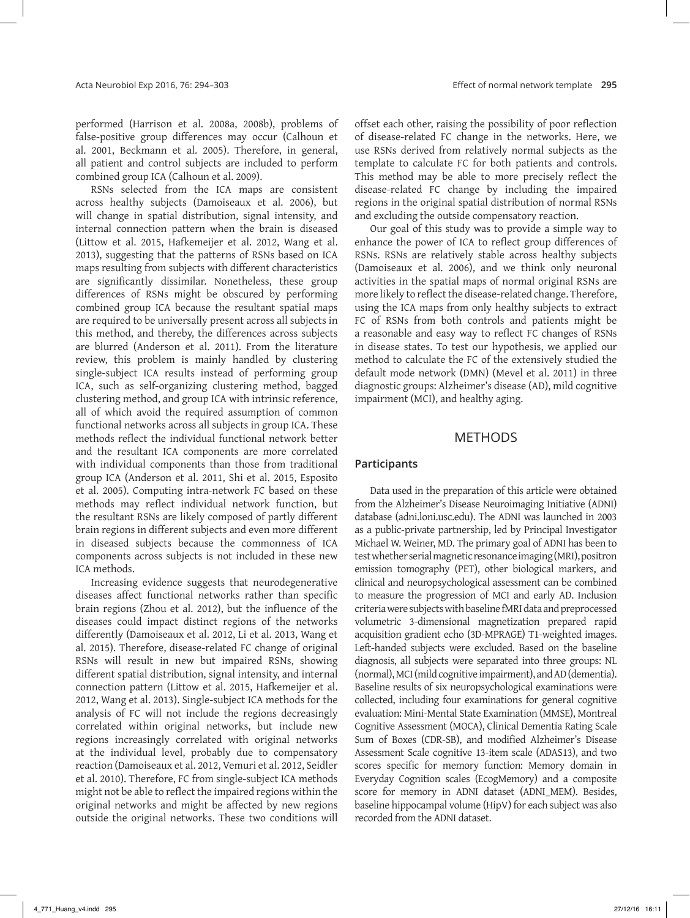performed (Harrison et al. 2008a, 2008b), problems of false-positive group differences may occur (Calhoun et al. 2001, Beckmann et al. 2005). Therefore, in general, all patient and control subjects are included to perform combined group ICA (Calhoun et al. 2009).

RSNs selected from the ICA maps are consistent across healthy subjects (Damoiseaux et al. 2006), but will change in spatial distribution, signal intensity, and internal connection pattern when the brain is diseased (Littow et al. 2015, Hafkemeijer et al. 2012, Wang et al. 2013), suggesting that the patterns of RSNs based on ICA maps resulting from subjects with different characteristics are significantly dissimilar. Nonetheless, these group differences of RSNs might be obscured by performing combined group ICA because the resultant spatial maps are required to be universally present across all subjects in this method, and thereby, the differences across subjects are blurred (Anderson et al. 2011). From the literature review, this problem is mainly handled by clustering single-subject ICA results instead of performing group ICA, such as self-organizing clustering method, bagged clustering method, and group ICA with intrinsic reference, all of which avoid the required assumption of common functional networks across all subjects in group ICA. These methods reflect the individual functional network better and the resultant ICA components are more correlated with individual components than those from traditional group ICA (Anderson et al. 2011, Shi et al. 2015, Esposito et al. 2005). Computing intra-network FC based on these methods may reflect individual network function, but the resultant RSNs are likely composed of partly different brain regions in different subjects and even more different in diseased subjects because the commonness of ICA components across subjects is not included in these new ICA methods.

Increasing evidence suggests that neurodegenerative diseases affect functional networks rather than specific brain regions (Zhou et al. 2012), but the influence of the diseases could impact distinct regions of the networks differently (Damoiseaux et al. 2012, Li et al. 2013, Wang et al. 2015). Therefore, disease-related FC change of original RSNs will result in new but impaired RSNs, showing different spatial distribution, signal intensity, and internal connection pattern (Littow et al. 2015, Hafkemeijer et al. 2012, Wang et al. 2013). Single-subject ICA methods for the analysis of FC will not include the regions decreasingly correlated within original networks, but include new regions increasingly correlated with original networks at the individual level, probably due to compensatory reaction (Damoiseaux et al. 2012, Vemuri et al. 2012, Seidler et al. 2010). Therefore, FC from single-subject ICA methods might not be able to reflect the impaired regions within the original networks and might be affected by new regions outside the original networks. These two conditions will offset each other, raising the possibility of poor reflection of disease-related FC change in the networks. Here, we use RSNs derived from relatively normal subjects as the template to calculate FC for both patients and controls. This method may be able to more precisely reflect the disease-related FC change by including the impaired regions in the original spatial distribution of normal RSNs and excluding the outside compensatory reaction.

Our goal of this study was to provide a simple way to enhance the power of ICA to reflect group differences of RSNs. RSNs are relatively stable across healthy subjects (Damoiseaux et al. 2006), and we think only neuronal activities in the spatial maps of normal original RSNs are more likely to reflect the disease-related change. Therefore, using the ICA maps from only healthy subjects to extract FC of RSNs from both controls and patients might be a reasonable and easy way to reflect FC changes of RSNs in disease states. To test our hypothesis, we applied our method to calculate the FC of the extensively studied the default mode network (DMN) (Mevel et al. 2011) in three diagnostic groups: Alzheimer's disease (AD), mild cognitive impairment (MCI), and healthy aging.

## METHODS

### Participants

Data used in the preparation of this article were obtained from the Alzheimer's Disease Neuroimaging Initiative (ADNI) database (adni.loni.usc.edu). The ADNI was launched in 2003 as a public-private partnership, led by Principal Investigator Michael W. Weiner, MD. The primary goal of ADNI has been to test whether serial magnetic resonance imaging (MRI), positron emission tomography (PET), other biological markers, and clinical and neuropsychological assessment can be combined to measure the progression of MCI and early AD. Inclusion criteria were subjects with baseline fMRI data and preprocessed volumetric 3-dimensional magnetization prepared rapid acquisition gradient echo (3D-MPRAGE) T1-weighted images. Left-handed subjects were excluded. Based on the baseline diagnosis, all subjects were separated into three groups: NL (normal), MCI (mild cognitive impairment), and AD (dementia). Baseline results of six neuropsychological examinations were collected, including four examinations for general cognitive evaluation: Mini-Mental State Examination (MMSE), Montreal Cognitive Assessment (MOCA), Clinical Dementia Rating Scale Sum of Boxes (CDR-SB), and modified Alzheimer's Disease Assessment Scale cognitive 13-item scale (ADAS13), and two scores specific for memory function: Memory domain in Everyday Cognition scales (EcogMemory) and a composite score for memory in ADNI dataset (ADNI_MEM). Besides, baseline hippocampal volume (HipV) for each subject was also recorded from the ADNI dataset.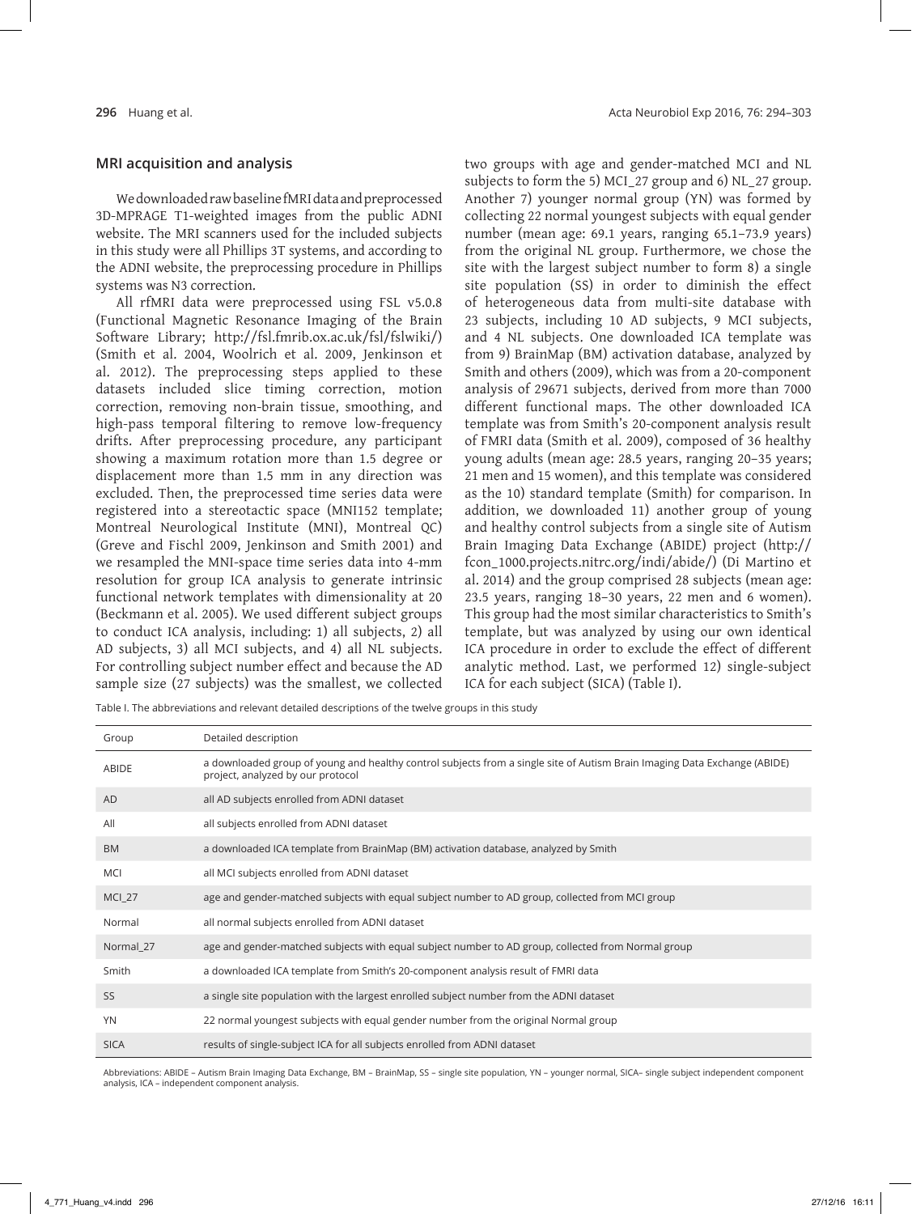## MRI acquisition and analysis

We downloaded raw baseline fMRI data and preprocessed 3D-MPRAGE T1-weighted images from the public ADNI website. The MRI scanners used for the included subjects in this study were all Phillips 3T systems, and according to the ADNI website, the preprocessing procedure in Phillips systems was N3 correction.

All rfMRI data were preprocessed using FSL v5.0.8 (Functional Magnetic Resonance Imaging of the Brain Software Library; http://fsl.fmrib.ox.ac.uk/fsl/fslwiki/) (Smith et al. 2004, Woolrich et al. 2009, Jenkinson et al. 2012). The preprocessing steps applied to these datasets included slice timing correction, motion correction, removing non-brain tissue, smoothing, and high-pass temporal filtering to remove low-frequency drifts. After preprocessing procedure, any participant showing a maximum rotation more than 1.5 degree or displacement more than 1.5 mm in any direction was excluded. Then, the preprocessed time series data were registered into a stereotactic space (MNI152 template; Montreal Neurological Institute (MNI), Montreal QC) (Greve and Fischl 2009, Jenkinson and Smith 2001) and we resampled the MNI-space time series data into 4-mm resolution for group ICA analysis to generate intrinsic functional network templates with dimensionality at 20 (Beckmann et al. 2005). We used different subject groups to conduct ICA analysis, including: 1) all subjects, 2) all AD subjects, 3) all MCI subjects, and 4) all NL subjects. For controlling subject number effect and because the AD sample size (27 subjects) was the smallest, we collected two groups with age and gender-matched MCI and NL subjects to form the 5) MCI_27 group and 6) NL_27 group. Another 7) younger normal group (YN) was formed by collecting 22 normal youngest subjects with equal gender number (mean age: 69.1 years, ranging 65.1–73.9 years) from the original NL group. Furthermore, we chose the site with the largest subject number to form 8) a single site population (SS) in order to diminish the effect of heterogeneous data from multi-site database with 23 subjects, including 10 AD subjects, 9 MCI subjects, and 4 NL subjects. One downloaded ICA template was from 9) BrainMap (BM) activation database, analyzed by Smith and others (2009), which was from a 20-component analysis of 29671 subjects, derived from more than 7000 different functional maps. The other downloaded ICA template was from Smith's 20-component analysis result of FMRI data (Smith et al. 2009), composed of 36 healthy young adults (mean age: 28.5 years, ranging 20–35 years; 21 men and 15 women), and this template was considered as the 10) standard template (Smith) for comparison. In addition, we downloaded 11) another group of young and healthy control subjects from a single site of Autism Brain Imaging Data Exchange (ABIDE) project (http://fcon_1000.projects.nitrc.org/indi/abide/) (Di Martino et al. 2014) and the group comprised 28 subjects (mean age: 23.5 years, ranging 18–30 years, 22 men and 6 women). This group had the most similar characteristics to Smith's template, but was analyzed by using our own identical ICA procedure in order to exclude the effect of different analytic method. Last, we performed 12) single-subject ICA for each subject (SICA) (Table I).

Table I. The abbreviations and relevant detailed descriptions of the twelve groups in this study

| Group | Detailed description |
|---|---|
| ABIDE | a downloaded group of young and healthy control subjects from a single site of Autism Brain Imaging Data Exchange (ABIDE) project, analyzed by our protocol |
| AD | all AD subjects enrolled from ADNI dataset |
| All | all subjects enrolled from ADNI dataset |
| BM | a downloaded ICA template from BrainMap (BM) activation database, analyzed by Smith |
| MCI | all MCI subjects enrolled from ADNI dataset |
| MCI_27 | age and gender-matched subjects with equal subject number to AD group, collected from MCI group |
| Normal | all normal subjects enrolled from ADNI dataset |
| Normal_27 | age and gender-matched subjects with equal subject number to AD group, collected from Normal group |
| Smith | a downloaded ICA template from Smith's 20-component analysis result of FMRI data |
| SS | a single site population with the largest enrolled subject number from the ADNI dataset |
| YN | 22 normal youngest subjects with equal gender number from the original Normal group |
| SICA | results of single-subject ICA for all subjects enrolled from ADNI dataset |

Abbreviations: ABIDE – Autism Brain Imaging Data Exchange, BM – BrainMap, SS – single site population, YN – younger normal, SICA– single subject independent component analysis, ICA – independent component analysis.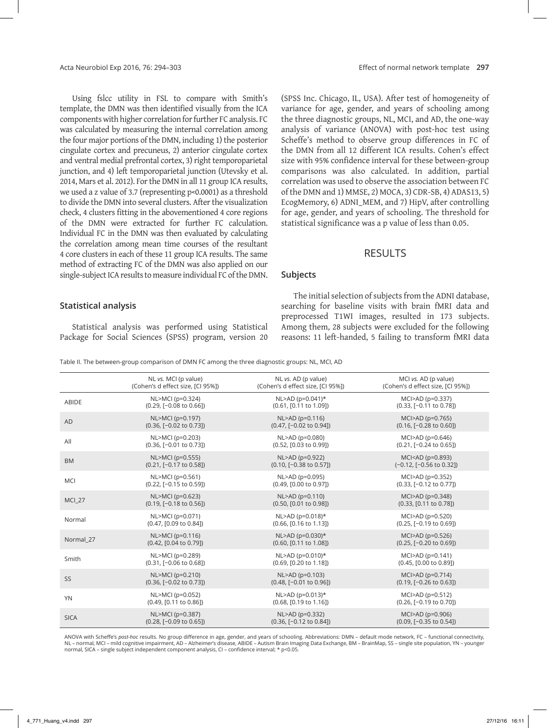Using fslcc utility in FSL to compare with Smith's template, the DMN was then identified visually from the ICA components with higher correlation for further FC analysis. FC was calculated by measuring the internal correlation among the four major portions of the DMN, including 1) the posterior cingulate cortex and precuneus, 2) anterior cingulate cortex and ventral medial prefrontal cortex, 3) right temporoparietal junction, and 4) left temporoparietal junction (Utevsky et al. 2014, Mars et al. 2012). For the DMN in all 11 group ICA results, we used a z value of 3.7 (representing $p<0.0001$) as a threshold to divide the DMN into several clusters. After the visualization check, 4 clusters fitting in the abovementioned 4 core regions of the DMN were extracted for further FC calculation. Individual FC in the DMN was then evaluated by calculating the correlation among mean time courses of the resultant 4 core clusters in each of these 11 group ICA results. The same method of extracting FC of the DMN was also applied on our single-subject ICA results to measure individual FC of the DMN.

### Statistical analysis

Statistical analysis was performed using Statistical Package for Social Sciences (SPSS) program, version 20 (SPSS Inc. Chicago, IL, USA). After test of homogeneity of variance for age, gender, and years of schooling among the three diagnostic groups, NL, MCI, and AD, the one-way analysis of variance (ANOVA) with post-hoc test using Scheffe's method to observe group differences in FC of the DMN from all 12 different ICA results. Cohen's effect size with 95% confidence interval for these between-group comparisons was also calculated. In addition, partial correlation was used to observe the association between FC of the DMN and 1) MMSE, 2) MOCA, 3) CDR-SB, 4) ADAS13, 5) EcogMemory, 6) ADNI_MEM, and 7) HipV, after controlling for age, gender, and years of schooling. The threshold for statistical significance was a p value of less than 0.05.

## RESULTS

### Subjects

The initial selection of subjects from the ADNI database, searching for baseline visits with brain fMRI data and preprocessed T1WI images, resulted in 173 subjects. Among them, 28 subjects were excluded for the following reasons: 11 left-handed, 5 failing to transform fMRI data

Table II. The between-group comparison of DMN FC among the three diagnostic groups: NL, MCI, AD

| | NL *vs.* MCI (p value) (Cohen's d effect size, [CI 95%]) | NL *vs.* AD (p value) (Cohen's d effect size, [CI 95%]) | MCI *vs.* AD (p value) (Cohen's d effect size, [CI 95%]) |
|---|---|---|---|
| ABIDE | NL>MCI (p=0.324) (0.29, [−0.08 to 0.66]) | NL>AD (p=0.041)* (0.61, [0.11 to 1.09]) | MCI>AD (p=0.337) (0.33, [−0.11 to 0.78]) |
| AD | NL>MCI (p=0.197) (0.36, [−0.02 to 0.73]) | NL>AD (p=0.116) (0.47, [−0.02 to 0.94]) | MCI>AD (p=0.765) (0.16, [−0.28 to 0.60]) |
| All | NL>MCI (p=0.203) (0.36, [−0.01 to 0.73]) | NL>AD (p=0.080) (0.52, [0.03 to 0.99]) | MCI>AD (p=0.646) (0.21, [−0.24 to 0.65]) |
| BM | NL>MCI (p=0.555) (0.21, [−0.17 to 0.58]) | NL>AD (p=0.922) (0.10, [−0.38 to 0.57]) | MCI<AD (p=0.893) (−0.12, [−0.56 to 0.32]) |
| MCI | NL>MCI (p=0.561) (0.22, [−0.15 to 0.59]) | NL>AD (p=0.095) (0.49, [0.00 to 0.97]) | MCI>AD (p=0.352) (0.33, [−0.12 to 0.77]) |
| MCI_27 | NL>MCI (p=0.623) (0.19, [−0.18 to 0.56]) | NL>AD (p=0.110) (0.50, [0.01 to 0.98]) | MCI>AD (p=0.348) (0.33, [0.11 to 0.78]) |
| Normal | NL>MCI (p=0.071) (0.47, [0.09 to 0.84]) | NL>AD (p=0.018)* (0.66, [0.16 to 1.13]) | MCI>AD (p=0.520) (0.25, [−0.19 to 0.69]) |
| Normal_27 | NL>MCI (p=0.116) (0.42, [0.04 to 0.79]) | NL>AD (p=0.030)* (0.60, [0.11 to 1.08]) | MCI>AD (p=0.526) (0.25, [−0.20 to 0.69]) |
| Smith | NL>MCI (p=0.289) (0.31, [−0.06 to 0.68]) | NL>AD (p=0.010)* (0.69, [0.20 to 1.18]) | MCI>AD (p=0.141) (0.45, [0.00 to 0.89]) |
| SS | NL>MCI (p=0.210) (0.36, [−0.02 to 0.73]) | NL>AD (p=0.103) (0.48, [−0.01 to 0.96]) | MCI>AD (p=0.714) (0.19, [−0.26 to 0.63]) |
| YN | NL>MCI (p=0.052) (0.49, [0.11 to 0.86]) | NL>AD (p=0.013)* (0.68, [0.19 to 1.16]) | MCI>AD (p=0.512) (0.26, [−0.19 to 0.70]) |
| SICA | NL>MCI (p=0.387) (0.28, [−0.09 to 0.65]) | NL>AD (p=0.332) (0.36, [−0.12 to 0.84]) | MCI>AD (p=0.906) (0.09, [−0.35 to 0.54]) |

ANOVA with Scheffe's *post-hoc* results. No group difference in age, gender, and years of schooling. Abbreviations: DMN – default mode network, FC – functional connectivity, NL – normal, MCI – mild cognitive impairment, AD – Alzheimer's disease, ABIDE – Autism Brain Imaging Data Exchange, BM – BrainMap, SS – single site population, YN – younger normal, SICA – single subject independent component analysis, CI – confidence interval; * p<0.05.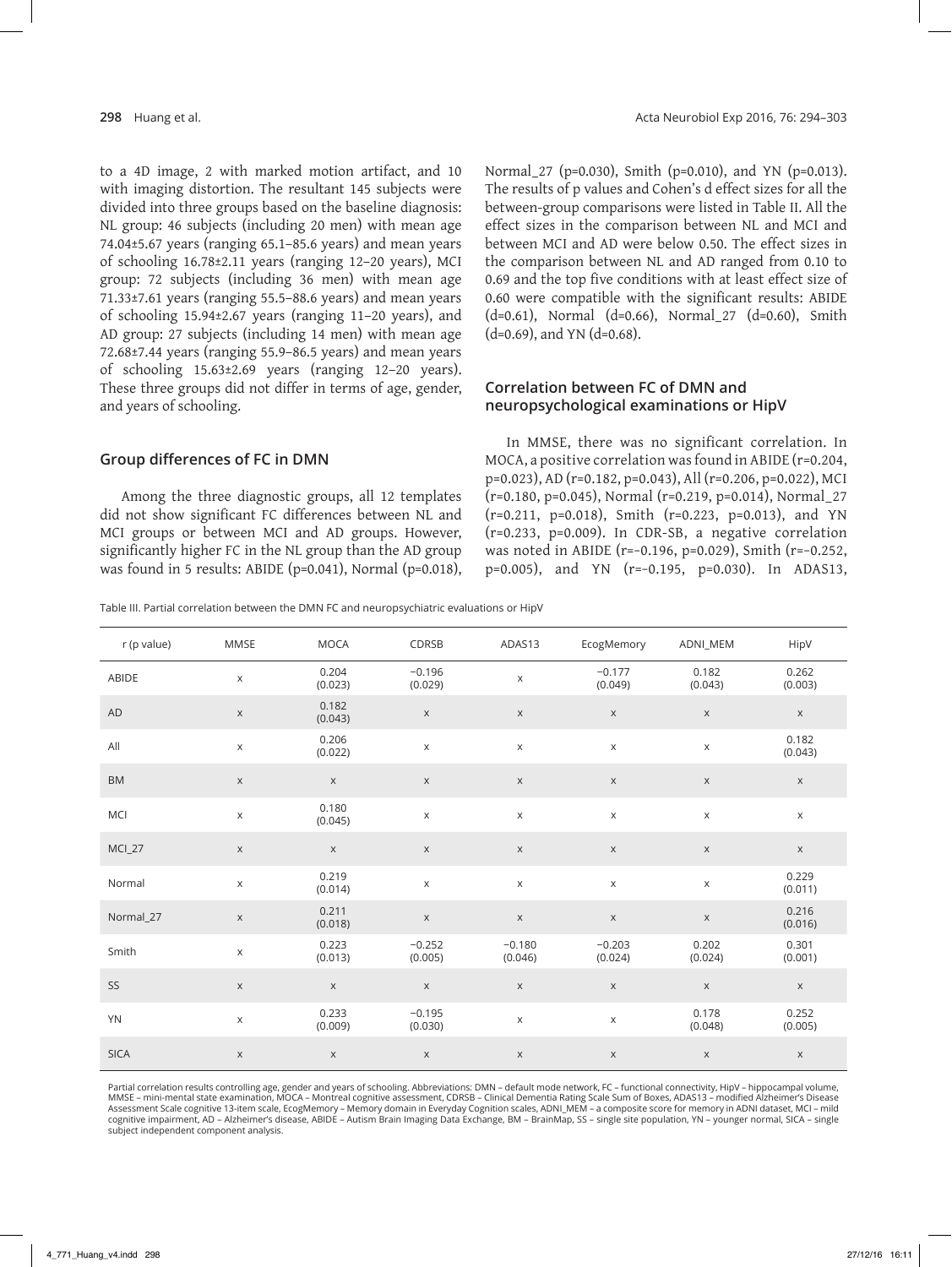to a 4D image, 2 with marked motion artifact, and 10 with imaging distortion. The resultant 145 subjects were divided into three groups based on the baseline diagnosis: NL group: 46 subjects (including 20 men) with mean age 74.04±5.67 years (ranging 65.1–85.6 years) and mean years of schooling 16.78±2.11 years (ranging 12–20 years), MCI group: 72 subjects (including 36 men) with mean age 71.33±7.61 years (ranging 55.5–88.6 years) and mean years of schooling 15.94±2.67 years (ranging 11–20 years), and AD group: 27 subjects (including 14 men) with mean age 72.68±7.44 years (ranging 55.9–86.5 years) and mean years of schooling 15.63±2.69 years (ranging 12–20 years). These three groups did not differ in terms of age, gender, and years of schooling.

## Group differences of FC in DMN

Among the three diagnostic groups, all 12 templates did not show significant FC differences between NL and MCI groups or between MCI and AD groups. However, significantly higher FC in the NL group than the AD group was found in 5 results: ABIDE (p=0.041), Normal (p=0.018), Normal_27 (p=0.030), Smith (p=0.010), and YN (p=0.013). The results of p values and Cohen's d effect sizes for all the between-group comparisons were listed in Table II. All the effect sizes in the comparison between NL and MCI and between MCI and AD were below 0.50. The effect sizes in the comparison between NL and AD ranged from 0.10 to 0.69 and the top five conditions with at least effect size of 0.60 were compatible with the significant results: ABIDE (d=0.61), Normal (d=0.66), Normal_27 (d=0.60), Smith (d=0.69), and YN (d=0.68).

## Correlation between FC of DMN and neuropsychological examinations or HipV

In MMSE, there was no significant correlation. In MOCA, a positive correlation was found in ABIDE (r=0.204, p=0.023), AD (r=0.182, p=0.043), All (r=0.206, p=0.022), MCI (r=0.180, p=0.045), Normal (r=0.219, p=0.014), Normal_27 (r=0.211, p=0.018), Smith (r=0.223, p=0.013), and YN (r=0.233, p=0.009). In CDR-SB, a negative correlation was noted in ABIDE (r=−0.196, p=0.029), Smith (r=−0.252, p=0.005), and YN (r=−0.195, p=0.030). In ADAS13,

Table III. Partial correlation between the DMN FC and neuropsychiatric evaluations or HipV

| r (p value) | MMSE | MOCA | CDRSB | ADAS13 | EcogMemory | ADNI_MEM | HipV |
|---|---|---|---|---|---|---|---|
| ABIDE | x | 0.204 (0.023) | −0.196 (0.029) | x | −0.177 (0.049) | 0.182 (0.043) | 0.262 (0.003) |
| AD | x | 0.182 (0.043) | x | x | x | x | x |
| All | x | 0.206 (0.022) | x | x | x | x | 0.182 (0.043) |
| BM | x | x | x | x | x | x | x |
| MCI | x | 0.180 (0.045) | x | x | x | x | x |
| MCI_27 | x | x | x | x | x | x | x |
| Normal | x | 0.219 (0.014) | x | x | x | x | 0.229 (0.011) |
| Normal_27 | x | 0.211 (0.018) | x | x | x | x | 0.216 (0.016) |
| Smith | x | 0.223 (0.013) | −0.252 (0.005) | −0.180 (0.046) | −0.203 (0.024) | 0.202 (0.024) | 0.301 (0.001) |
| SS | x | x | x | x | x | x | x |
| YN | x | 0.233 (0.009) | −0.195 (0.030) | x | x | 0.178 (0.048) | 0.252 (0.005) |
| SICA | x | x | x | x | x | x | x |

Partial correlation results controlling age, gender and years of schooling. Abbreviations: DMN – default mode network, FC – functional connectivity, HipV – hippocampal volume, MMSE – mini-mental state examination, MOCA – Montreal cognitive assessment, CDRSB – Clinical Dementia Rating Scale Sum of Boxes, ADAS13 – modified Alzheimer's Disease Assessment Scale cognitive 13-item scale, EcogMemory – Memory domain in Everyday Cognition scales, ADNI_MEM – a composite score for memory in ADNI dataset, MCI – mild cognitive impairment, AD – Alzheimer's disease, ABIDE – Autism Brain Imaging Data Exchange, BM – BrainMap, SS – single site population, YN – younger normal, SICA – single subject independent component analysis.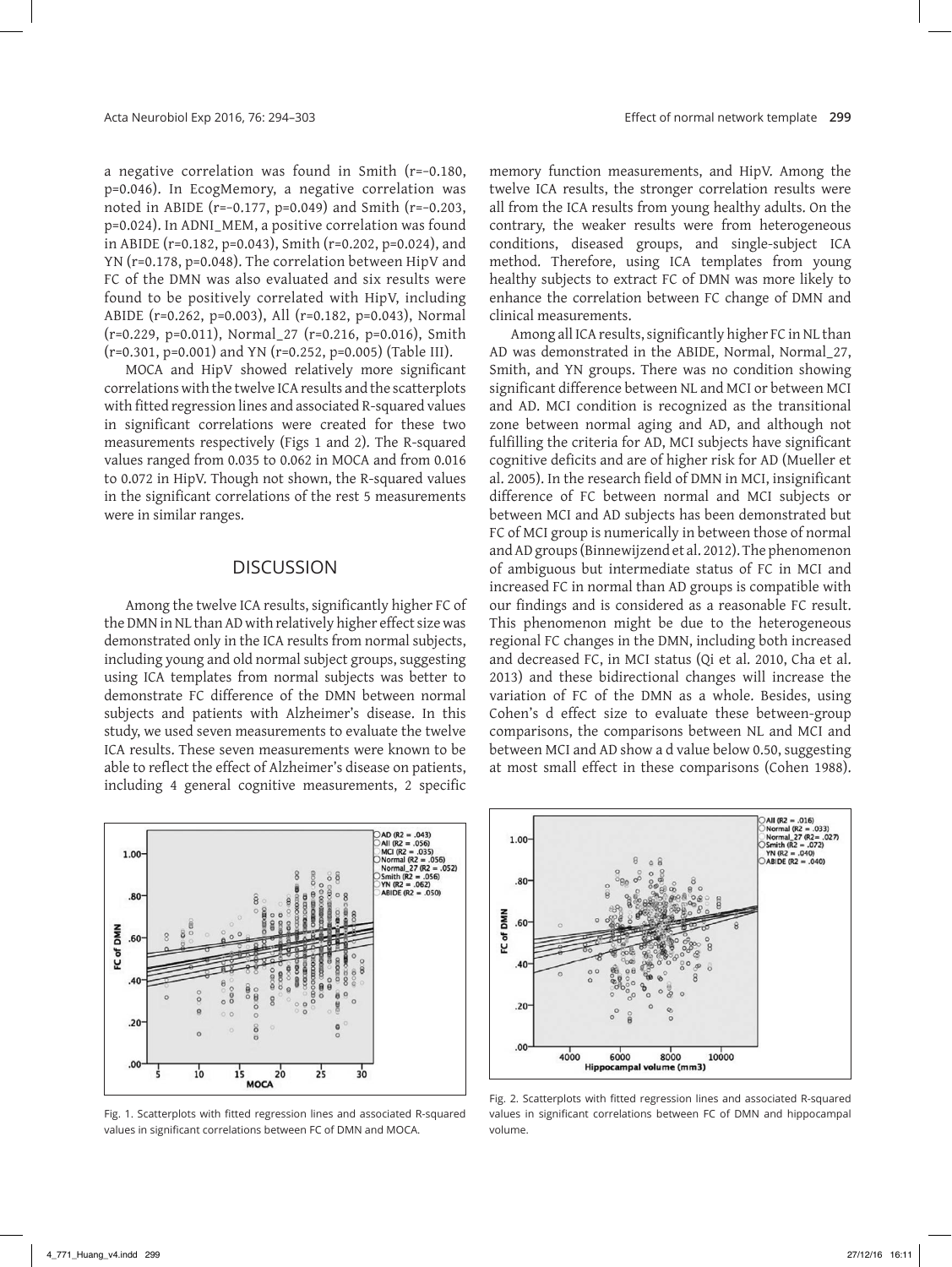a negative correlation was found in Smith (r=−0.180, p=0.046). In EcogMemory, a negative correlation was noted in ABIDE (r=−0.177, p=0.049) and Smith (r=−0.203, p=0.024). In ADNI_MEM, a positive correlation was found in ABIDE (r=0.182, p=0.043), Smith (r=0.202, p=0.024), and YN (r=0.178, p=0.048). The correlation between HipV and FC of the DMN was also evaluated and six results were found to be positively correlated with HipV, including ABIDE (r=0.262, p=0.003), All (r=0.182, p=0.043), Normal (r=0.229, p=0.011), Normal_27 (r=0.216, p=0.016), Smith (r=0.301, p=0.001) and YN (r=0.252, p=0.005) (Table III).

MOCA and HipV showed relatively more significant correlations with the twelve ICA results and the scatterplots with fitted regression lines and associated R-squared values in significant correlations were created for these two measurements respectively (Figs 1 and 2). The R-squared values ranged from 0.035 to 0.062 in MOCA and from 0.016 to 0.072 in HipV. Though not shown, the R-squared values in the significant correlations of the rest 5 measurements were in similar ranges.

## DISCUSSION

Among the twelve ICA results, significantly higher FC of the DMN in NL than AD with relatively higher effect size was demonstrated only in the ICA results from normal subjects, including young and old normal subject groups, suggesting using ICA templates from normal subjects was better to demonstrate FC difference of the DMN between normal subjects and patients with Alzheimer's disease. In this study, we used seven measurements to evaluate the twelve ICA results. These seven measurements were known to be able to reflect the effect of Alzheimer's disease on patients, including 4 general cognitive measurements, 2 specific memory function measurements, and HipV. Among the twelve ICA results, the stronger correlation results were all from the ICA results from young healthy adults. On the contrary, the weaker results were from heterogeneous conditions, diseased groups, and single-subject ICA method. Therefore, using ICA templates from young healthy subjects to extract FC of DMN was more likely to enhance the correlation between FC change of DMN and clinical measurements.

Among all ICA results, significantly higher FC in NL than AD was demonstrated in the ABIDE, Normal, Normal_27, Smith, and YN groups. There was no condition showing significant difference between NL and MCI or between MCI and AD. MCI condition is recognized as the transitional zone between normal aging and AD, and although not fulfilling the criteria for AD, MCI subjects have significant cognitive deficits and are of higher risk for AD (Mueller et al. 2005). In the research field of DMN in MCI, insignificant difference of FC between normal and MCI subjects or between MCI and AD subjects has been demonstrated but FC of MCI group is numerically in between those of normal and AD groups (Binnewijzend et al. 2012). The phenomenon of ambiguous but intermediate status of FC in MCI and increased FC in normal than AD groups is compatible with our findings and is considered as a reasonable FC result. This phenomenon might be due to the heterogeneous regional FC changes in the DMN, including both increased and decreased FC, in MCI status (Qi et al. 2010, Cha et al. 2013) and these bidirectional changes will increase the variation of FC of the DMN as a whole. Besides, using Cohen's d effect size to evaluate these between-group comparisons, the comparisons between NL and MCI and between MCI and AD show a d value below 0.50, suggesting at most small effect in these comparisons (Cohen 1988).

Fig. 1. Scatterplots with fitted regression lines and associated R-squared values in significant correlations between FC of DMN and MOCA.

Fig. 2. Scatterplots with fitted regression lines and associated R-squared values in significant correlations between FC of DMN and hippocampal volume.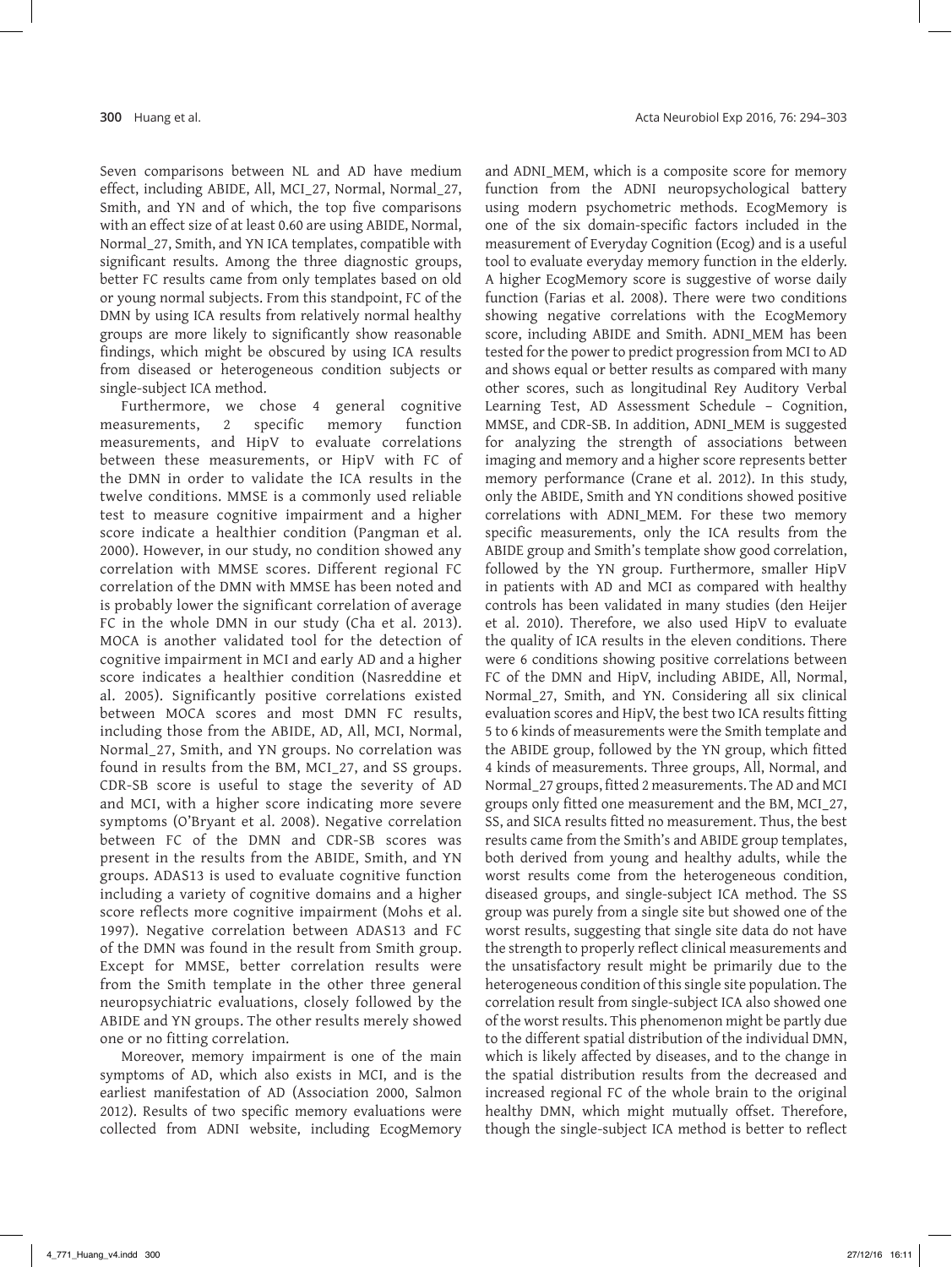Seven comparisons between NL and AD have medium effect, including ABIDE, All, MCI_27, Normal, Normal_27, Smith, and YN and of which, the top five comparisons with an effect size of at least 0.60 are using ABIDE, Normal, Normal_27, Smith, and YN ICA templates, compatible with significant results. Among the three diagnostic groups, better FC results came from only templates based on old or young normal subjects. From this standpoint, FC of the DMN by using ICA results from relatively normal healthy groups are more likely to significantly show reasonable findings, which might be obscured by using ICA results from diseased or heterogeneous condition subjects or single-subject ICA method.

Furthermore, we chose 4 general cognitive measurements, 2 specific memory function measurements, and HipV to evaluate correlations between these measurements, or HipV with FC of the DMN in order to validate the ICA results in the twelve conditions. MMSE is a commonly used reliable test to measure cognitive impairment and a higher score indicate a healthier condition (Pangman et al. 2000). However, in our study, no condition showed any correlation with MMSE scores. Different regional FC correlation of the DMN with MMSE has been noted and is probably lower the significant correlation of average FC in the whole DMN in our study (Cha et al. 2013). MOCA is another validated tool for the detection of cognitive impairment in MCI and early AD and a higher score indicates a healthier condition (Nasreddine et al. 2005). Significantly positive correlations existed between MOCA scores and most DMN FC results, including those from the ABIDE, AD, All, MCI, Normal, Normal_27, Smith, and YN groups. No correlation was found in results from the BM, MCI_27, and SS groups. CDR-SB score is useful to stage the severity of AD and MCI, with a higher score indicating more severe symptoms (O'Bryant et al. 2008). Negative correlation between FC of the DMN and CDR-SB scores was present in the results from the ABIDE, Smith, and YN groups. ADAS13 is used to evaluate cognitive function including a variety of cognitive domains and a higher score reflects more cognitive impairment (Mohs et al. 1997). Negative correlation between ADAS13 and FC of the DMN was found in the result from Smith group. Except for MMSE, better correlation results were from the Smith template in the other three general neuropsychiatric evaluations, closely followed by the ABIDE and YN groups. The other results merely showed one or no fitting correlation.

Moreover, memory impairment is one of the main symptoms of AD, which also exists in MCI, and is the earliest manifestation of AD (Association 2000, Salmon 2012). Results of two specific memory evaluations were collected from ADNI website, including EcogMemory and ADNI_MEM, which is a composite score for memory function from the ADNI neuropsychological battery using modern psychometric methods. EcogMemory is one of the six domain-specific factors included in the measurement of Everyday Cognition (Ecog) and is a useful tool to evaluate everyday memory function in the elderly. A higher EcogMemory score is suggestive of worse daily function (Farias et al. 2008). There were two conditions showing negative correlations with the EcogMemory score, including ABIDE and Smith. ADNI_MEM has been tested for the power to predict progression from MCI to AD and shows equal or better results as compared with many other scores, such as longitudinal Rey Auditory Verbal Learning Test, AD Assessment Schedule – Cognition, MMSE, and CDR-SB. In addition, ADNI_MEM is suggested for analyzing the strength of associations between imaging and memory and a higher score represents better memory performance (Crane et al. 2012). In this study, only the ABIDE, Smith and YN conditions showed positive correlations with ADNI_MEM. For these two memory specific measurements, only the ICA results from the ABIDE group and Smith's template show good correlation, followed by the YN group. Furthermore, smaller HipV in patients with AD and MCI as compared with healthy controls has been validated in many studies (den Heijer et al. 2010). Therefore, we also used HipV to evaluate the quality of ICA results in the eleven conditions. There were 6 conditions showing positive correlations between FC of the DMN and HipV, including ABIDE, All, Normal, Normal_27, Smith, and YN. Considering all six clinical evaluation scores and HipV, the best two ICA results fitting 5 to 6 kinds of measurements were the Smith template and the ABIDE group, followed by the YN group, which fitted 4 kinds of measurements. Three groups, All, Normal, and Normal_27 groups, fitted 2 measurements. The AD and MCI groups only fitted one measurement and the BM, MCI_27, SS, and SICA results fitted no measurement. Thus, the best results came from the Smith's and ABIDE group templates, both derived from young and healthy adults, while the worst results come from the heterogeneous condition, diseased groups, and single-subject ICA method. The SS group was purely from a single site but showed one of the worst results, suggesting that single site data do not have the strength to properly reflect clinical measurements and the unsatisfactory result might be primarily due to the heterogeneous condition of this single site population. The correlation result from single-subject ICA also showed one of the worst results. This phenomenon might be partly due to the different spatial distribution of the individual DMN, which is likely affected by diseases, and to the change in the spatial distribution results from the decreased and increased regional FC of the whole brain to the original healthy DMN, which might mutually offset. Therefore, though the single-subject ICA method is better to reflect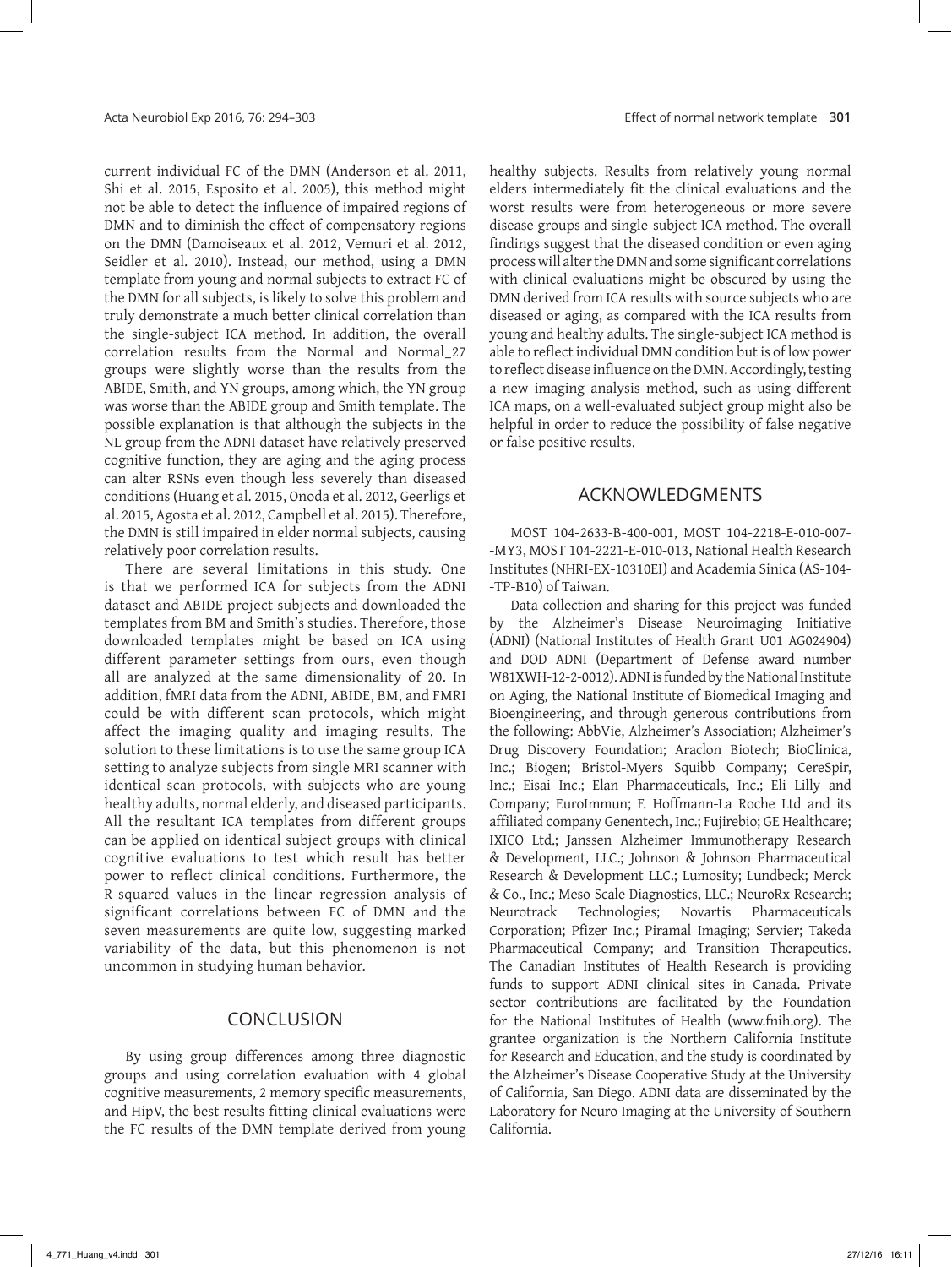current individual FC of the DMN (Anderson et al. 2011, Shi et al. 2015, Esposito et al. 2005), this method might not be able to detect the influence of impaired regions of DMN and to diminish the effect of compensatory regions on the DMN (Damoiseaux et al. 2012, Vemuri et al. 2012, Seidler et al. 2010). Instead, our method, using a DMN template from young and normal subjects to extract FC of the DMN for all subjects, is likely to solve this problem and truly demonstrate a much better clinical correlation than the single-subject ICA method. In addition, the overall correlation results from the Normal and Normal_27 groups were slightly worse than the results from the ABIDE, Smith, and YN groups, among which, the YN group was worse than the ABIDE group and Smith template. The possible explanation is that although the subjects in the NL group from the ADNI dataset have relatively preserved cognitive function, they are aging and the aging process can alter RSNs even though less severely than diseased conditions (Huang et al. 2015, Onoda et al. 2012, Geerligs et al. 2015, Agosta et al. 2012, Campbell et al. 2015). Therefore, the DMN is still impaired in elder normal subjects, causing relatively poor correlation results.

There are several limitations in this study. One is that we performed ICA for subjects from the ADNI dataset and ABIDE project subjects and downloaded the templates from BM and Smith's studies. Therefore, those downloaded templates might be based on ICA using different parameter settings from ours, even though all are analyzed at the same dimensionality of 20. In addition, fMRI data from the ADNI, ABIDE, BM, and FMRI could be with different scan protocols, which might affect the imaging quality and imaging results. The solution to these limitations is to use the same group ICA setting to analyze subjects from single MRI scanner with identical scan protocols, with subjects who are young healthy adults, normal elderly, and diseased participants. All the resultant ICA templates from different groups can be applied on identical subject groups with clinical cognitive evaluations to test which result has better power to reflect clinical conditions. Furthermore, the R-squared values in the linear regression analysis of significant correlations between FC of DMN and the seven measurements are quite low, suggesting marked variability of the data, but this phenomenon is not uncommon in studying human behavior.

## CONCLUSION

By using group differences among three diagnostic groups and using correlation evaluation with 4 global cognitive measurements, 2 memory specific measurements, and HipV, the best results fitting clinical evaluations were the FC results of the DMN template derived from young healthy subjects. Results from relatively young normal elders intermediately fit the clinical evaluations and the worst results were from heterogeneous or more severe disease groups and single-subject ICA method. The overall findings suggest that the diseased condition or even aging process will alter the DMN and some significant correlations with clinical evaluations might be obscured by using the DMN derived from ICA results with source subjects who are diseased or aging, as compared with the ICA results from young and healthy adults. The single-subject ICA method is able to reflect individual DMN condition but is of low power to reflect disease influence on the DMN. Accordingly, testing a new imaging analysis method, such as using different ICA maps, on a well-evaluated subject group might also be helpful in order to reduce the possibility of false negative or false positive results.

## ACKNOWLEDGMENTS

MOST 104-2633-B-400-001, MOST 104-2218-E-010-007--MY3, MOST 104-2221-E-010-013, National Health Research Institutes (NHRI-EX-10310EI) and Academia Sinica (AS-104--TP-B10) of Taiwan.

Data collection and sharing for this project was funded by the Alzheimer's Disease Neuroimaging Initiative (ADNI) (National Institutes of Health Grant U01 AG024904) and DOD ADNI (Department of Defense award number W81XWH-12-2-0012). ADNI is funded by the National Institute on Aging, the National Institute of Biomedical Imaging and Bioengineering, and through generous contributions from the following: AbbVie, Alzheimer's Association; Alzheimer's Drug Discovery Foundation; Araclon Biotech; BioClinica, Inc.; Biogen; Bristol-Myers Squibb Company; CereSpir, Inc.; Eisai Inc.; Elan Pharmaceuticals, Inc.; Eli Lilly and Company; EuroImmun; F. Hoffmann-La Roche Ltd and its affiliated company Genentech, Inc.; Fujirebio; GE Healthcare; IXICO Ltd.; Janssen Alzheimer Immunotherapy Research & Development, LLC.; Johnson & Johnson Pharmaceutical Research & Development LLC.; Lumosity; Lundbeck; Merck & Co., Inc.; Meso Scale Diagnostics, LLC.; NeuroRx Research; Neurotrack Technologies; Novartis Pharmaceuticals Corporation; Pfizer Inc.; Piramal Imaging; Servier; Takeda Pharmaceutical Company; and Transition Therapeutics. The Canadian Institutes of Health Research is providing funds to support ADNI clinical sites in Canada. Private sector contributions are facilitated by the Foundation for the National Institutes of Health (www.fnih.org). The grantee organization is the Northern California Institute for Research and Education, and the study is coordinated by the Alzheimer's Disease Cooperative Study at the University of California, San Diego. ADNI data are disseminated by the Laboratory for Neuro Imaging at the University of Southern California.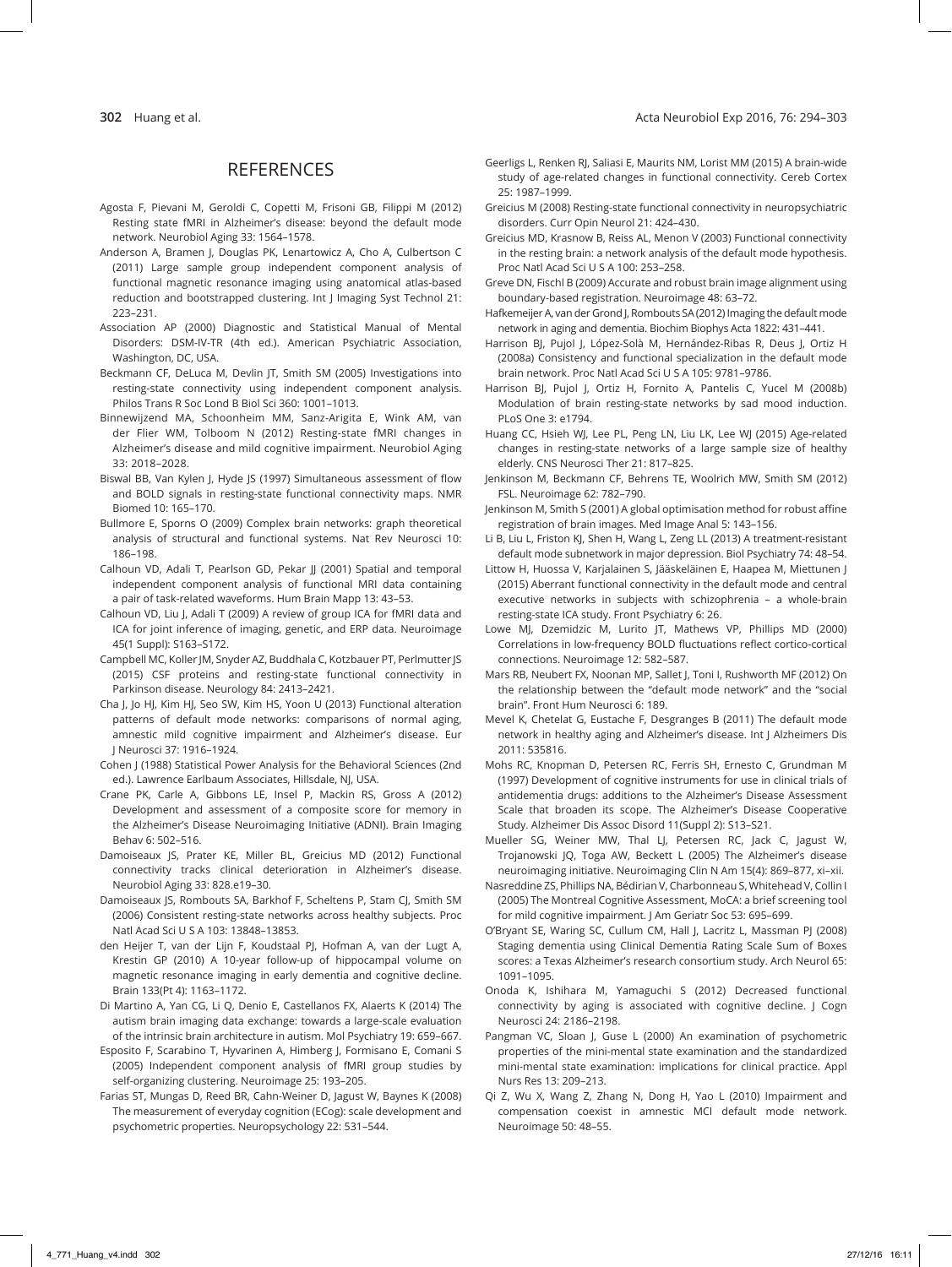# REFERENCES

Agosta F, Pievani M, Geroldi C, Copetti M, Frisoni GB, Filippi M (2012) Resting state fMRI in Alzheimer's disease: beyond the default mode network. Neurobiol Aging 33: 1564–1578.

Anderson A, Bramen J, Douglas PK, Lenartowicz A, Cho A, Culbertson C (2011) Large sample group independent component analysis of functional magnetic resonance imaging using anatomical atlas-based reduction and bootstrapped clustering. Int J Imaging Syst Technol 21: 223–231.

Association AP (2000) Diagnostic and Statistical Manual of Mental Disorders: DSM-IV-TR (4th ed.). American Psychiatric Association, Washington, DC, USA.

Beckmann CF, DeLuca M, Devlin JT, Smith SM (2005) Investigations into resting-state connectivity using independent component analysis. Philos Trans R Soc Lond B Biol Sci 360: 1001–1013.

Binnewijzend MA, Schoonheim MM, Sanz-Arigita E, Wink AM, van der Flier WM, Tolboom N (2012) Resting-state fMRI changes in Alzheimer's disease and mild cognitive impairment. Neurobiol Aging 33: 2018–2028.

Biswal BB, Van Kylen J, Hyde JS (1997) Simultaneous assessment of flow and BOLD signals in resting-state functional connectivity maps. NMR Biomed 10: 165–170.

Bullmore E, Sporns O (2009) Complex brain networks: graph theoretical analysis of structural and functional systems. Nat Rev Neurosci 10: 186–198.

Calhoun VD, Adali T, Pearlson GD, Pekar JJ (2001) Spatial and temporal independent component analysis of functional MRI data containing a pair of task-related waveforms. Hum Brain Mapp 13: 43–53.

Calhoun VD, Liu J, Adali T (2009) A review of group ICA for fMRI data and ICA for joint inference of imaging, genetic, and ERP data. Neuroimage 45(1 Suppl): S163–S172.

Campbell MC, Koller JM, Snyder AZ, Buddhala C, Kotzbauer PT, Perlmutter JS (2015) CSF proteins and resting-state functional connectivity in Parkinson disease. Neurology 84: 2413–2421.

Cha J, Jo HJ, Kim HJ, Seo SW, Kim HS, Yoon U (2013) Functional alteration patterns of default mode networks: comparisons of normal aging, amnestic mild cognitive impairment and Alzheimer's disease. Eur J Neurosci 37: 1916–1924.

Cohen J (1988) Statistical Power Analysis for the Behavioral Sciences (2nd ed.). Lawrence Earlbaum Associates, Hillsdale, NJ, USA.

Crane PK, Carle A, Gibbons LE, Insel P, Mackin RS, Gross A (2012) Development and assessment of a composite score for memory in the Alzheimer's Disease Neuroimaging Initiative (ADNI). Brain Imaging Behav 6: 502–516.

Damoiseaux JS, Prater KE, Miller BL, Greicius MD (2012) Functional connectivity tracks clinical deterioration in Alzheimer's disease. Neurobiol Aging 33: 828.e19–30.

Damoiseaux JS, Rombouts SA, Barkhof F, Scheltens P, Stam CJ, Smith SM (2006) Consistent resting-state networks across healthy subjects. Proc Natl Acad Sci U S A 103: 13848–13853.

den Heijer T, van der Lijn F, Koudstaal PJ, Hofman A, van der Lugt A, Krestin GP (2010) A 10-year follow-up of hippocampal volume on magnetic resonance imaging in early dementia and cognitive decline. Brain 133(Pt 4): 1163–1172.

Di Martino A, Yan CG, Li Q, Denio E, Castellanos FX, Alaerts K (2014) The autism brain imaging data exchange: towards a large-scale evaluation of the intrinsic brain architecture in autism. Mol Psychiatry 19: 659–667.

Esposito F, Scarabino T, Hyvarinen A, Himberg J, Formisano E, Comani S (2005) Independent component analysis of fMRI group studies by self-organizing clustering. Neuroimage 25: 193–205.

Farias ST, Mungas D, Reed BR, Cahn-Weiner D, Jagust W, Baynes K (2008) The measurement of everyday cognition (ECog): scale development and psychometric properties. Neuropsychology 22: 531–544.

Geerligs L, Renken RJ, Saliasi E, Maurits NM, Lorist MM (2015) A brain-wide study of age-related changes in functional connectivity. Cereb Cortex 25: 1987–1999.

Greicius M (2008) Resting-state functional connectivity in neuropsychiatric disorders. Curr Opin Neurol 21: 424–430.

Greicius MD, Krasnow B, Reiss AL, Menon V (2003) Functional connectivity in the resting brain: a network analysis of the default mode hypothesis. Proc Natl Acad Sci U S A 100: 253–258.

Greve DN, Fischl B (2009) Accurate and robust brain image alignment using boundary-based registration. Neuroimage 48: 63–72.

Hafkemeijer A, van der Grond J, Rombouts SA (2012) Imaging the default mode network in aging and dementia. Biochim Biophys Acta 1822: 431–441.

Harrison BJ, Pujol J, López-Solà M, Hernández-Ribas R, Deus J, Ortiz H (2008a) Consistency and functional specialization in the default mode brain network. Proc Natl Acad Sci U S A 105: 9781–9786.

Harrison BJ, Pujol J, Ortiz H, Fornito A, Pantelis C, Yucel M (2008b) Modulation of brain resting-state networks by sad mood induction. PLoS One 3: e1794.

Huang CC, Hsieh WJ, Lee PL, Peng LN, Liu LK, Lee WJ (2015) Age-related changes in resting-state networks of a large sample size of healthy elderly. CNS Neurosci Ther 21: 817–825.

Jenkinson M, Beckmann CF, Behrens TE, Woolrich MW, Smith SM (2012) FSL. Neuroimage 62: 782–790.

Jenkinson M, Smith S (2001) A global optimisation method for robust affine registration of brain images. Med Image Anal 5: 143–156.

Li B, Liu L, Friston KJ, Shen H, Wang L, Zeng LL (2013) A treatment-resistant default mode subnetwork in major depression. Biol Psychiatry 74: 48–54.

Littow H, Huossa V, Karjalainen S, Jääskeläinen E, Haapea M, Miettunen J (2015) Aberrant functional connectivity in the default mode and central executive networks in subjects with schizophrenia – a whole-brain resting-state ICA study. Front Psychiatry 6: 26.

Lowe MJ, Dzemidzic M, Lurito JT, Mathews VP, Phillips MD (2000) Correlations in low-frequency BOLD fluctuations reflect cortico-cortical connections. Neuroimage 12: 582–587.

Mars RB, Neubert FX, Noonan MP, Sallet J, Toni I, Rushworth MF (2012) On the relationship between the "default mode network" and the "social brain". Front Hum Neurosci 6: 189.

Mevel K, Chetelat G, Eustache F, Desgranges B (2011) The default mode network in healthy aging and Alzheimer's disease. Int J Alzheimers Dis 2011: 535816.

Mohs RC, Knopman D, Petersen RC, Ferris SH, Ernesto C, Grundman M (1997) Development of cognitive instruments for use in clinical trials of antidementia drugs: additions to the Alzheimer's Disease Assessment Scale that broaden its scope. The Alzheimer's Disease Cooperative Study. Alzheimer Dis Assoc Disord 11(Suppl 2): S13–S21.

Mueller SG, Weiner MW, Thal LJ, Petersen RC, Jack C, Jagust W, Trojanowski JQ, Toga AW, Beckett L (2005) The Alzheimer's disease neuroimaging initiative. Neuroimaging Clin N Am 15(4): 869–877, xi–xii.

Nasreddine ZS, Phillips NA, Bédirian V, Charbonneau S, Whitehead V, Collin I (2005) The Montreal Cognitive Assessment, MoCA: a brief screening tool for mild cognitive impairment. J Am Geriatr Soc 53: 695–699.

O'Bryant SE, Waring SC, Cullum CM, Hall J, Lacritz L, Massman PJ (2008) Staging dementia using Clinical Dementia Rating Scale Sum of Boxes scores: a Texas Alzheimer's research consortium study. Arch Neurol 65: 1091–1095.

Onoda K, Ishihara M, Yamaguchi S (2012) Decreased functional connectivity by aging is associated with cognitive decline. J Cogn Neurosci 24: 2186–2198.

Pangman VC, Sloan J, Guse L (2000) An examination of psychometric properties of the mini-mental state examination and the standardized mini-mental state examination: implications for clinical practice. Appl Nurs Res 13: 209–213.

Qi Z, Wu X, Wang Z, Zhang N, Dong H, Yao L (2010) Impairment and compensation coexist in amnestic MCI default mode network. Neuroimage 50: 48–55.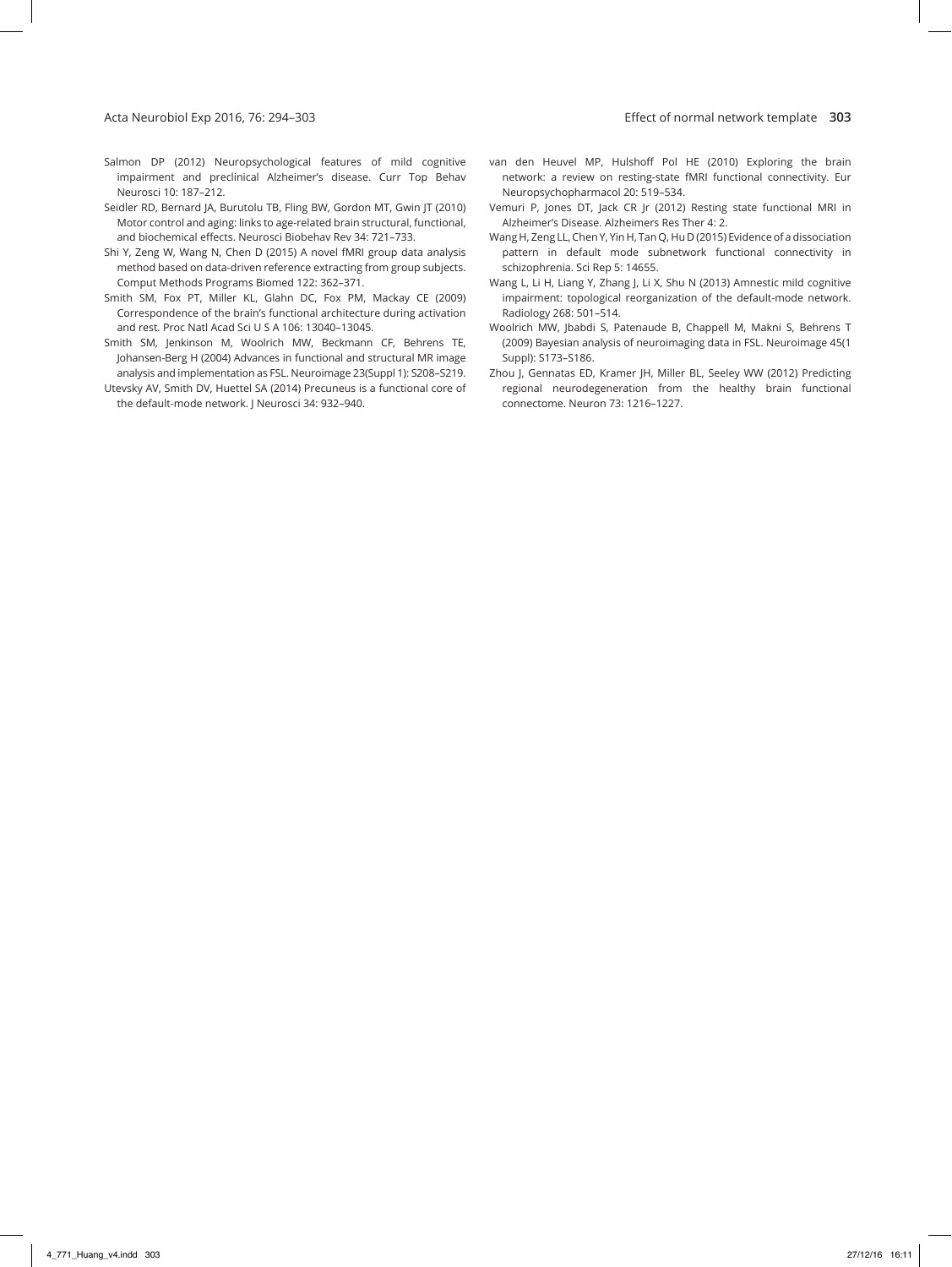Salmon DP (2012) Neuropsychological features of mild cognitive impairment and preclinical Alzheimer's disease. Curr Top Behav Neurosci 10: 187–212.

Seidler RD, Bernard JA, Burutolu TB, Fling BW, Gordon MT, Gwin JT (2010) Motor control and aging: links to age-related brain structural, functional, and biochemical effects. Neurosci Biobehav Rev 34: 721–733.

Shi Y, Zeng W, Wang N, Chen D (2015) A novel fMRI group data analysis method based on data-driven reference extracting from group subjects. Comput Methods Programs Biomed 122: 362–371.

Smith SM, Fox PT, Miller KL, Glahn DC, Fox PM, Mackay CE (2009) Correspondence of the brain's functional architecture during activation and rest. Proc Natl Acad Sci U S A 106: 13040–13045.

Smith SM, Jenkinson M, Woolrich MW, Beckmann CF, Behrens TE, Johansen-Berg H (2004) Advances in functional and structural MR image analysis and implementation as FSL. Neuroimage 23(Suppl 1): S208–S219.

Utevsky AV, Smith DV, Huettel SA (2014) Precuneus is a functional core of the default-mode network. J Neurosci 34: 932–940.

van den Heuvel MP, Hulshoff Pol HE (2010) Exploring the brain network: a review on resting-state fMRI functional connectivity. Eur Neuropsychopharmacol 20: 519–534.

Vemuri P, Jones DT, Jack CR Jr (2012) Resting state functional MRI in Alzheimer's Disease. Alzheimers Res Ther 4: 2.

Wang H, Zeng LL, Chen Y, Yin H, Tan Q, Hu D (2015) Evidence of a dissociation pattern in default mode subnetwork functional connectivity in schizophrenia. Sci Rep 5: 14655.

Wang L, Li H, Liang Y, Zhang J, Li X, Shu N (2013) Amnestic mild cognitive impairment: topological reorganization of the default-mode network. Radiology 268: 501–514.

Woolrich MW, Jbabdi S, Patenaude B, Chappell M, Makni S, Behrens T (2009) Bayesian analysis of neuroimaging data in FSL. Neuroimage 45(1 Suppl): S173–S186.

Zhou J, Gennatas ED, Kramer JH, Miller BL, Seeley WW (2012) Predicting regional neurodegeneration from the healthy brain functional connectome. Neuron 73: 1216–1227.